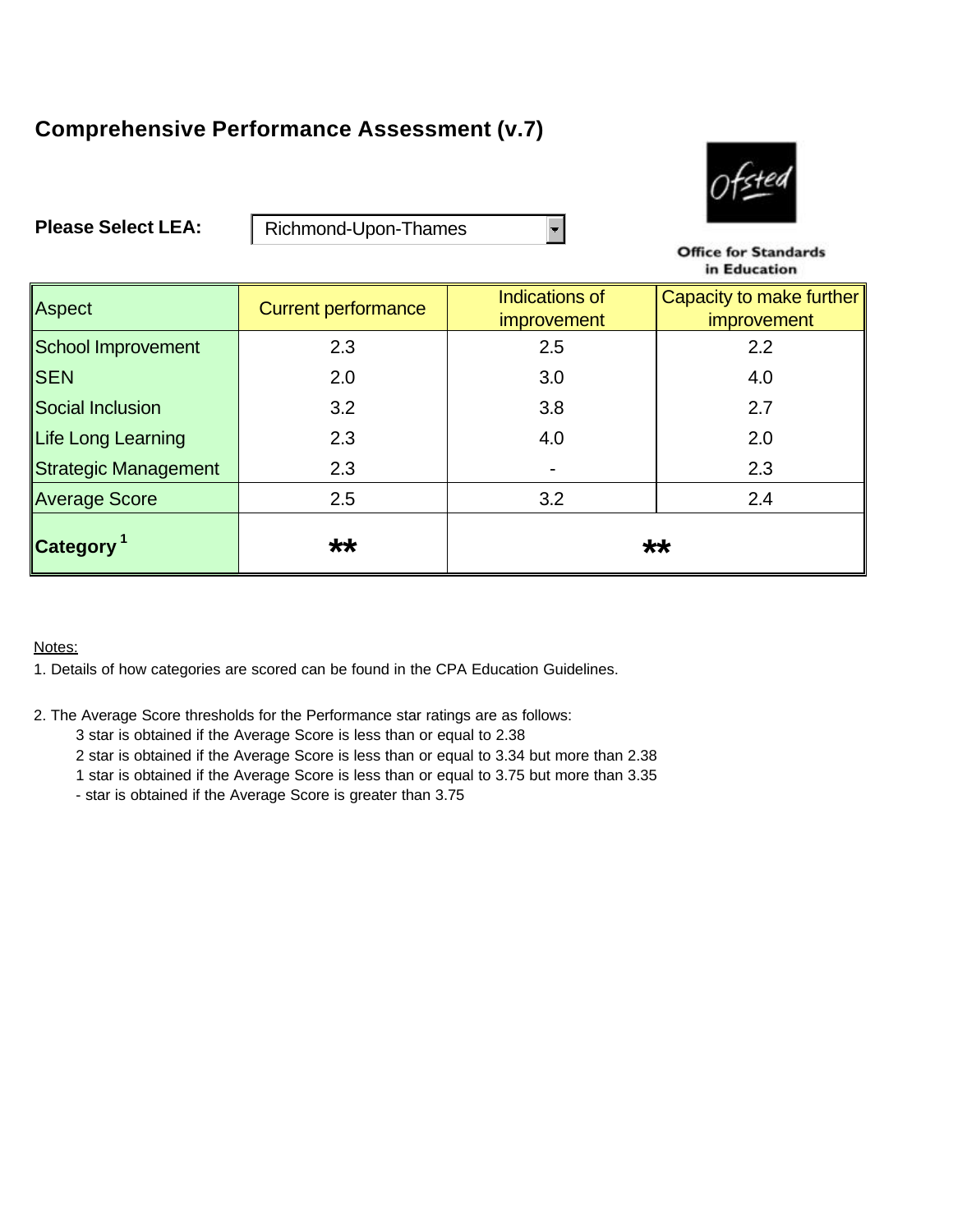# Comprehensive Performance Assessment (v.7)

**Please Select LEA:** Richmond-Upon-Thames

Office for Standards in Education

| Aspect | Current performance | Indications of improvement | Capacity to make further improvement |
|---|---|---|---|
| School Improvement | 2.3 | 2.5 | 2.2 |
| SEN | 2.0 | 3.0 | 4.0 |
| Social Inclusion | 3.2 | 3.8 | 2.7 |
| Life Long Learning | 2.3 | 4.0 | 2.0 |
| Strategic Management | 2.3 | - | 2.3 |
| Average Score | 2.5 | 3.2 | 2.4 |
| **Category** [1] | ** | ** | |

Notes:

1. Details of how categories are scored can be found in the CPA Education Guidelines.

2. The Average Score thresholds for the Performance star ratings are as follows:
   - 3 star is obtained if the Average Score is less than or equal to 2.38
   - 2 star is obtained if the Average Score is less than or equal to 3.34 but more than 2.38
   - 1 star is obtained if the Average Score is less than or equal to 3.75 but more than 3.35
   - \- star is obtained if the Average Score is greater than 3.75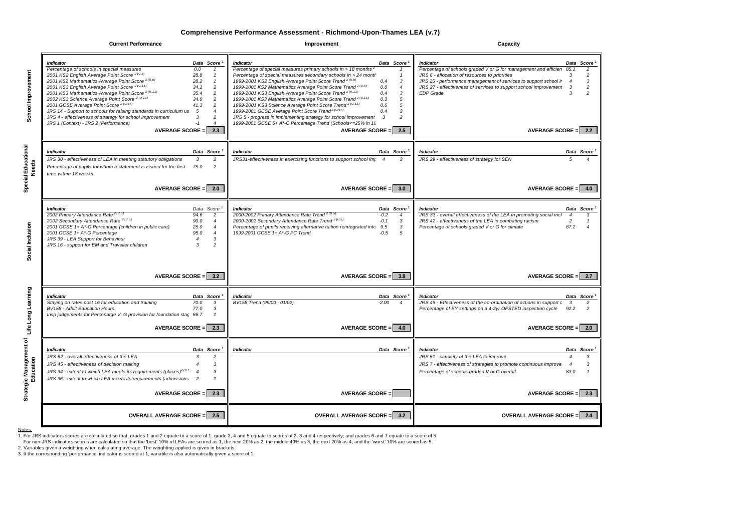# Comprehensive Performance Assessment - Richmond-Upon-Thames LEA (v.7)

## School Improvement

### Current Performance

| Indicator | Data | Score[1] |
|---|---|---|
| Percentage of schools in special measures | 0.0 | 1 |
| 2001 KS2 English Average Point Score [2] (0.5) | 28.8 | 1 |
| 2001 KS2 Mathematics Average Point Score [2] (0.5) | 28.2 | 1 |
| 2001 KS3 English Average Point Score [2] (0.11) | 34.1 | 2 |
| 2001 KS3 Mathematics Average Point Score [2] (0.11) | 35.4 | 2 |
| 2002 KS3 Science Average Point Score [2] (0.11) | 34.0 | 2 |
| 2001 GCSE Average Point Score [2] (0.67) | 41.3 | 2 |
| JRS 14 - Support to schools for raising standards in curriculum us | 5 | 4 |
| JRS 4 - effectiveness of strategy for school improvement | 3 | 2 |
| JRS 1 (Context) - JRS 2 (Performance) | -1 | 4 |
| **AVERAGE SCORE =** | | **2.3** |

### Improvement

| Indicator | Data | Score[1] |
|---|---|---|
| Percentage of special measures primary schools in > 18 months [2] | | 1 |
| Percentage of special measures secondary schools in > 24 montl | | 1 |
| 1999-2001 KS2 English Average Point Score Trend [2] (0.5) | 0.4 | 3 |
| 1999-2001 KS2 Mathematics Average Point Score Trend [2] (0.5) | 0.0 | 4 |
| 1999-2001 KS3 English Average Point Score Trend [2] (0.11) | 0.4 | 3 |
| 1999-2001 KS3 Mathematics Average Point Score Trend [2] (0.11) | 0.3 | 5 |
| 1999-2001 KS3 Science Average Point Score Trend [2] (0.11) | 0.6 | 5 |
| 1999-2001 GCSE Average Point Score Trend [2] (0.67) | 0.4 | 3 |
| JRS 5 - progress in implementing strategy for school improvement | 3 | 2 |
| 1999-2001 GCSE 5+ A*-C Percentage Trend (Schools<=25% in 19 | | |
| **AVERAGE SCORE =** | | **2.5** |

### Capacity

| Indicator | Data | Score[1] |
|---|---|---|
| Percentage of schools graded V or G for management and efficien | 85.1 | 2 |
| JRS 6 - allocation of resources to priorities | 3 | 2 |
| JRS 25 - performance management of services to support school ir | 4 | 3 |
| JRS 27 - effectiveness of services to support school improvement | 3 | 2 |
| EDP Grade | 3 | 2 |
| **AVERAGE SCORE =** | | **2.2** |

## Special Educational Needs

### Current Performance

| Indicator | Data | Score[1] |
|---|---|---|
| JRS 30 - effectiveness of LEA in meeting statutory obligations | 3 | 2 |
| Percentage of pupils for whom a statement is issued for the first time within 18 weeks | 75.0 | 2 |
| **AVERAGE SCORE =** | | **2.0** |

### Improvement

| Indicator | Data | Score[1] |
|---|---|---|
| JRS31-effectiveness in exercising functions to support school imp | 4 | 3 |
| **AVERAGE SCORE =** | | **3.0** |

### Capacity

| Indicator | Data | Score[1] |
|---|---|---|
| JRS 29 - effectiveness of strategy for SEN | 5 | 4 |
| **AVERAGE SCORE =** | | **4.0** |

## Social Inclusion

### Current Performance

| Indicator | Data | Score[1] |
|---|---|---|
| 2002 Primary Attendance Rate [2] (0.5) | 94.6 | 2 |
| 2002 Secondary Attendance Rate [2] (0.5) | 90.0 | 4 |
| 2001 GCSE 1+ A*-G Percentage (children in public care) | 25.0 | 4 |
| 2001 GCSE 1+ A*-G Percentage | 95.0 | 4 |
| JRS 39 - LEA Support for Behaviour | 4 | 3 |
| JRS 16 - support for EM and Traveller children | 3 | 2 |
| **AVERAGE SCORE =** | | **3.2** |

### Improvement

| Indicator | Data | Score[1] |
|---|---|---|
| 2000-2002 Primary Attendance Rate Trend [2] (0.5) | -0.2 | 4 |
| 2000-2002 Secondary Attendance Rate Trend [2] (0.5) | -0.1 | 3 |
| Percentage of pupils receiving alternative tuition reintegrated into | 9.5 | 3 |
| 1999-2001 GCSE 1+ A*-G PC Trend | -0.5 | 5 |
| **AVERAGE SCORE =** | | **3.8** |

### Capacity

| Indicator | Data | Score[1] |
|---|---|---|
| JRS 33 - overall effectiveness of the LEA in promoting social incl | 4 | 3 |
| JRS 42 - effectiveness of the LEA in combating racism | 2 | 1 |
| Percentage of schools graded V or G for climate | 87.2 | 4 |
| **AVERAGE SCORE =** | | **2.7** |

## Life Long Learning

### Current Performance

| Indicator | Data | Score[1] |
|---|---|---|
| Staying on rates post 16 for education and training | 70.0 | 3 |
| BV158 - Adult Education Hours | 77.0 | 3 |
| Insp judgements for Percenatge V, G provision for foundation stag | 66.7 | 1 |
| **AVERAGE SCORE =** | | **2.3** |

### Improvement

| Indicator | Data | Score[1] |
|---|---|---|
| BV158 Trend (99/00 - 01/02) | -2.00 | 4 |
| **AVERAGE SCORE =** | | **4.0** |

### Capacity

| Indicator | Data | Score[1] |
|---|---|---|
| JRS 49 - Effectiveness of the co-ordination of actions in support c | 3 | 2 |
| Percentage of EY settings on a 4-2yr OFSTED inspection cycle | 92.2 | 2 |
| **AVERAGE SCORE =** | | **2.0** |

## Strategic Management of Education

### Current Performance

| Indicator | Data | Score[1] |
|---|---|---|
| JRS 52 - overall effectiveness of the LEA | 3 | 2 |
| JRS 45 - effectiveness of decision making | 4 | 3 |
| JRS 34 - extent to which LEA meets its requirements (places) [2] (0.5) | 4 | 3 |
| JRS 36 - extent to which LEA meets its requirements (admissions | 2 | 1 |
| **AVERAGE SCORE =** | | **2.3** |

### Improvement

| Indicator | Data | Score[1] |
|---|---|---|
| **AVERAGE SCORE =** | | |

### Capacity

| Indicator | Data | Score[1] |
|---|---|---|
| JRS 51 - capacity of the LEA to improve | 4 | 3 |
| JRS 7 - effectiveness of strategies to promote continuous improve | 4 | 3 |
| Percentage of schools graded V or G overall | 83.0 | 1 |
| **AVERAGE SCORE =** | | **2.3** |

## Overall

| | Current Performance | Improvement | Capacity |
|---|---|---|---|
| **OVERALL AVERAGE SCORE =** | **2.5** | **3.2** | **2.4** |

Notes:

1. For JRS indicators scores are calculated so that; grades 1 and 2 equate to a score of 1; grade 3, 4 and 5 equate to scores of 2, 3 and 4 respectively; and grades 6 and 7 equate to a score of 5.
   For non-JRS indicators scores are calculated so that the 'best' 10% of LEAs are scored as 1, the next 20% as 2, the middle 40% as 3, the next 20% as 4, and the 'worst' 10% are scored as 5.
2. Variables given a weighting when calculating average. The weighting applied is given in brackets.
3. If the corresponding 'performance' indicator is scored at 1, variable is also automatically given a score of 1.